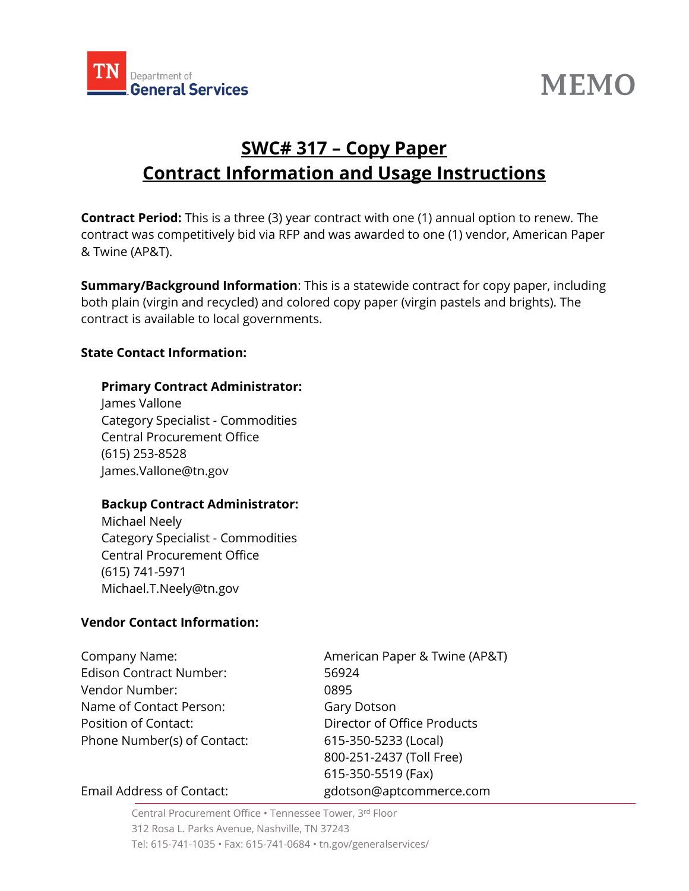TN Department of General Services

# MEMO

## SWC# 317 – Copy Paper
## Contract Information and Usage Instructions

**Contract Period:** This is a three (3) year contract with one (1) annual option to renew. The contract was competitively bid via RFP and was awarded to one (1) vendor, American Paper & Twine (AP&T).

**Summary/Background Information**: This is a statewide contract for copy paper, including both plain (virgin and recycled) and colored copy paper (virgin pastels and brights). The contract is available to local governments.

**State Contact Information:**

**Primary Contract Administrator:**
James Vallone
Category Specialist - Commodities
Central Procurement Office
(615) 253-8528
James.Vallone@tn.gov

**Backup Contract Administrator:**
Michael Neely
Category Specialist - Commodities
Central Procurement Office
(615) 741-5971
Michael.T.Neely@tn.gov

**Vendor Contact Information:**

| | |
|---|---|
| Company Name: | American Paper & Twine (AP&T) |
| Edison Contract Number: | 56924 |
| Vendor Number: | 0895 |
| Name of Contact Person: | Gary Dotson |
| Position of Contact: | Director of Office Products |
| Phone Number(s) of Contact: | 615-350-5233 (Local)<br>800-251-2437 (Toll Free)<br>615-350-5519 (Fax) |
| Email Address of Contact: | gdotson@aptcommerce.com |

Central Procurement Office • Tennessee Tower, 3rd Floor
312 Rosa L. Parks Avenue, Nashville, TN 37243
Tel: 615-741-1035 • Fax: 615-741-0684 • tn.gov/generalservices/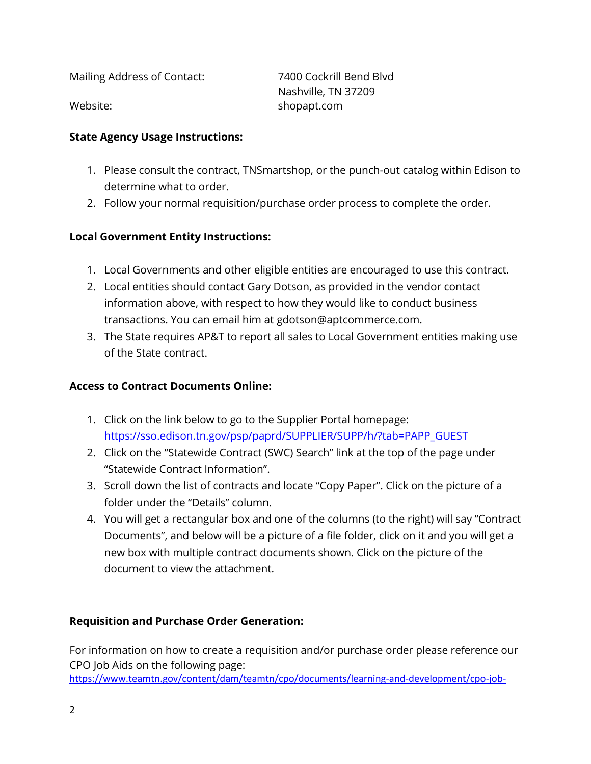| | |
|---|---|
| Mailing Address of Contact: | 7400 Cockrill Bend Blvd<br>Nashville, TN 37209 |
| Website: | shopapt.com |

**State Agency Usage Instructions:**

1. Please consult the contract, TNSmartshop, or the punch-out catalog within Edison to determine what to order.
2. Follow your normal requisition/purchase order process to complete the order.

**Local Government Entity Instructions:**

1. Local Governments and other eligible entities are encouraged to use this contract.
2. Local entities should contact Gary Dotson, as provided in the vendor contact information above, with respect to how they would like to conduct business transactions. You can email him at gdotson@aptcommerce.com.
3. The State requires AP&T to report all sales to Local Government entities making use of the State contract.

**Access to Contract Documents Online:**

1. Click on the link below to go to the Supplier Portal homepage: https://sso.edison.tn.gov/psp/paprd/SUPPLIER/SUPP/h/?tab=PAPP_GUEST
2. Click on the "Statewide Contract (SWC) Search" link at the top of the page under "Statewide Contract Information".
3. Scroll down the list of contracts and locate "Copy Paper". Click on the picture of a folder under the "Details" column.
4. You will get a rectangular box and one of the columns (to the right) will say "Contract Documents", and below will be a picture of a file folder, click on it and you will get a new box with multiple contract documents shown. Click on the picture of the document to view the attachment.

**Requisition and Purchase Order Generation:**

For information on how to create a requisition and/or purchase order please reference our CPO Job Aids on the following page:
https://www.teamtn.gov/content/dam/teamtn/cpo/documents/learning-and-development/cpo-job-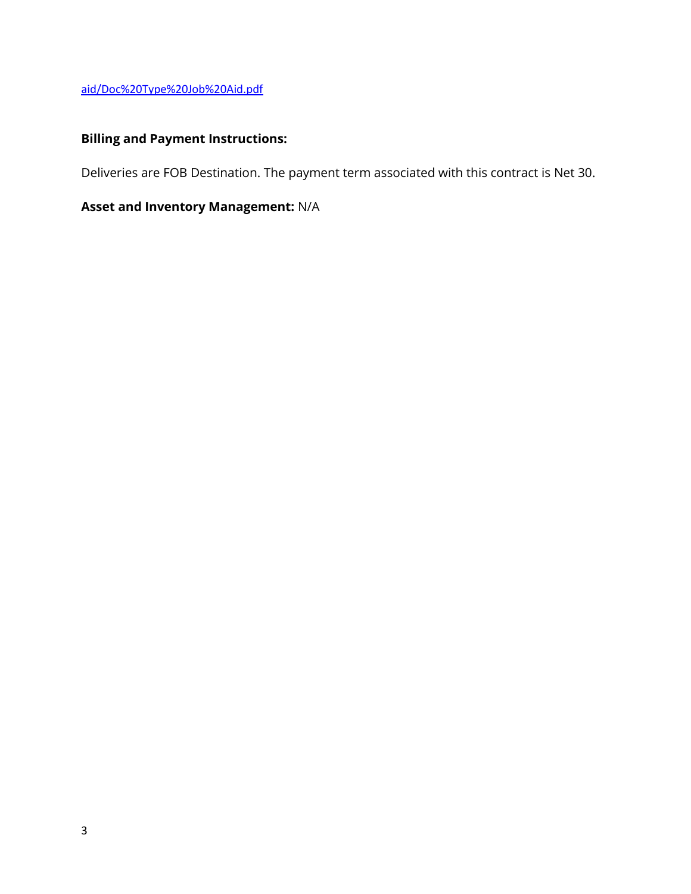[aid/Doc%20Type%20Job%20Aid.pdf](aid/Doc%20Type%20Job%20Aid.pdf)

**Billing and Payment Instructions:**

Deliveries are FOB Destination. The payment term associated with this contract is Net 30.

**Asset and Inventory Management:** N/A